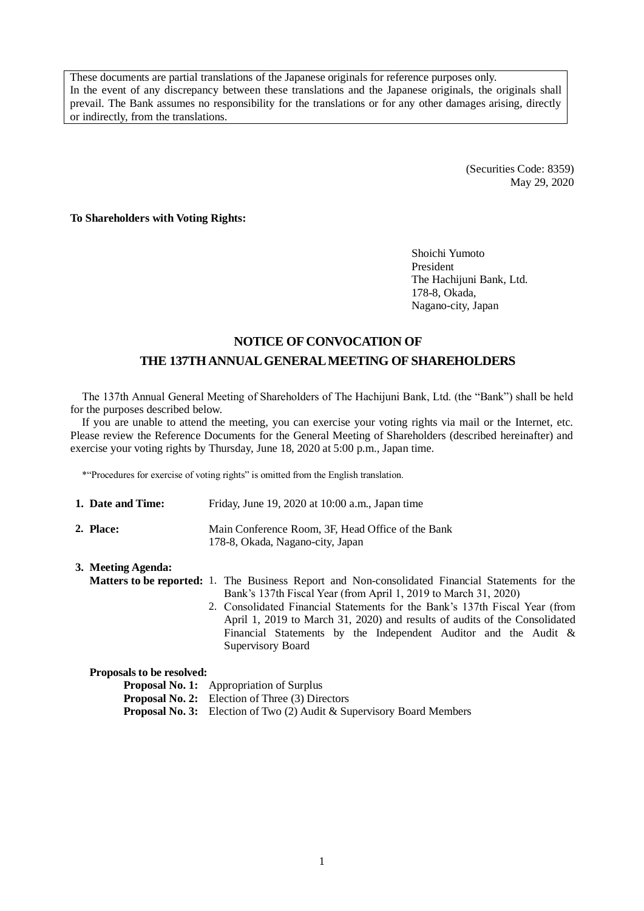These documents are partial translations of the Japanese originals for reference purposes only.
In the event of any discrepancy between these translations and the Japanese originals, the originals shall prevail. The Bank assumes no responsibility for the translations or for any other damages arising, directly or indirectly, from the translations.

(Securities Code: 8359)
May 29, 2020

**To Shareholders with Voting Rights:**

Shoichi Yumoto
President
The Hachijuni Bank, Ltd.
178-8, Okada,
Nagano-city, Japan

# NOTICE OF CONVOCATION OF THE 137TH ANNUAL GENERAL MEETING OF SHAREHOLDERS

The 137th Annual General Meeting of Shareholders of The Hachijuni Bank, Ltd. (the "Bank") shall be held for the purposes described below.

If you are unable to attend the meeting, you can exercise your voting rights via mail or the Internet, etc. Please review the Reference Documents for the General Meeting of Shareholders (described hereinafter) and exercise your voting rights by Thursday, June 18, 2020 at 5:00 p.m., Japan time.

*"Procedures for exercise of voting rights" is omitted from the English translation.

**1. Date and Time:** Friday, June 19, 2020 at 10:00 a.m., Japan time

**2. Place:** Main Conference Room, 3F, Head Office of the Bank
178-8, Okada, Nagano-city, Japan

**3. Meeting Agenda:**

**Matters to be reported:**
1. The Business Report and Non-consolidated Financial Statements for the Bank's 137th Fiscal Year (from April 1, 2019 to March 31, 2020)
2. Consolidated Financial Statements for the Bank's 137th Fiscal Year (from April 1, 2019 to March 31, 2020) and results of audits of the Consolidated Financial Statements by the Independent Auditor and the Audit & Supervisory Board

**Proposals to be resolved:**

**Proposal No. 1:** Appropriation of Surplus
**Proposal No. 2:** Election of Three (3) Directors
**Proposal No. 3:** Election of Two (2) Audit & Supervisory Board Members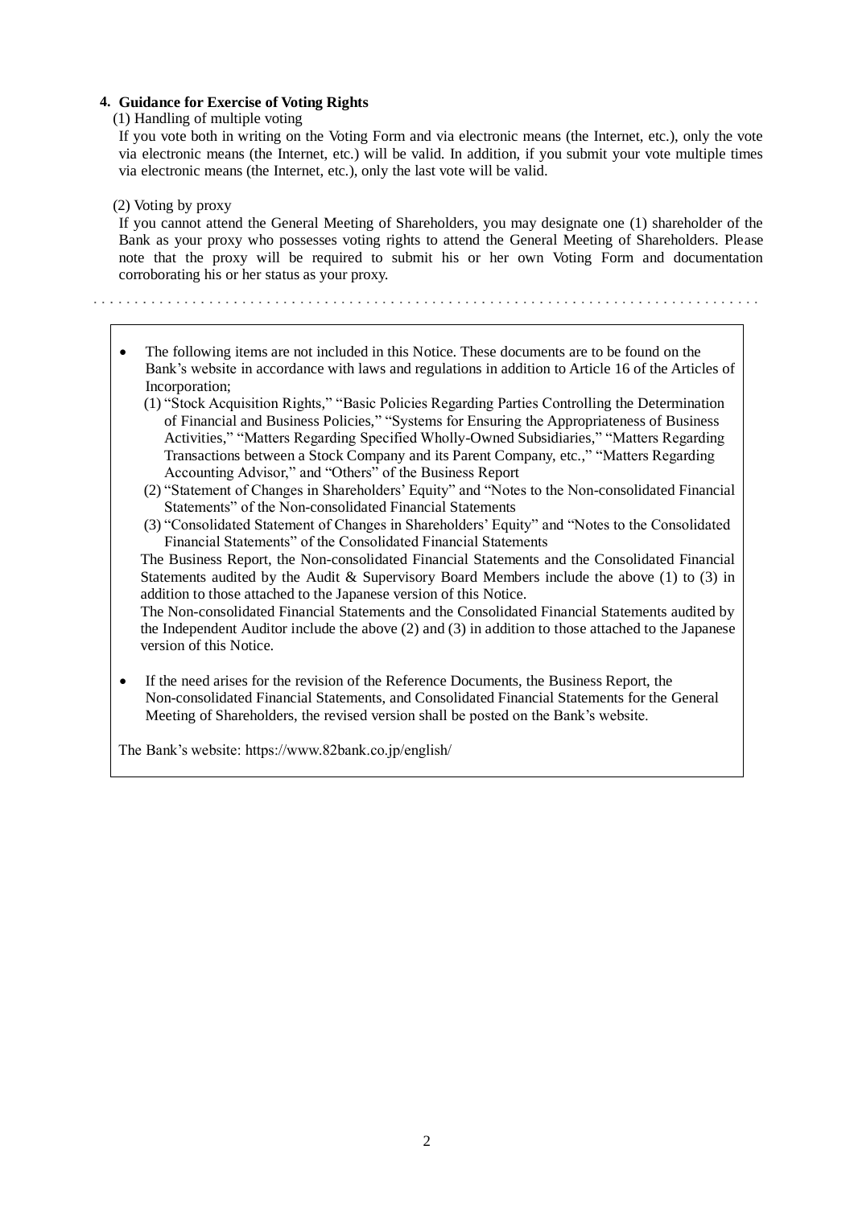### 4. Guidance for Exercise of Voting Rights

(1) Handling of multiple voting

If you vote both in writing on the Voting Form and via electronic means (the Internet, etc.), only the vote via electronic means (the Internet, etc.) will be valid. In addition, if you submit your vote multiple times via electronic means (the Internet, etc.), only the last vote will be valid.

(2) Voting by proxy

If you cannot attend the General Meeting of Shareholders, you may designate one (1) shareholder of the Bank as your proxy who possesses voting rights to attend the General Meeting of Shareholders. Please note that the proxy will be required to submit his or her own Voting Form and documentation corroborating his or her status as your proxy.

---

- The following items are not included in this Notice. These documents are to be found on the Bank's website in accordance with laws and regulations in addition to Article 16 of the Articles of Incorporation;
  (1) "Stock Acquisition Rights," "Basic Policies Regarding Parties Controlling the Determination of Financial and Business Policies," "Systems for Ensuring the Appropriateness of Business Activities," "Matters Regarding Specified Wholly-Owned Subsidiaries," "Matters Regarding Transactions between a Stock Company and its Parent Company, etc.," "Matters Regarding Accounting Advisor," and "Others" of the Business Report
  (2) "Statement of Changes in Shareholders' Equity" and "Notes to the Non-consolidated Financial Statements" of the Non-consolidated Financial Statements
  (3) "Consolidated Statement of Changes in Shareholders' Equity" and "Notes to the Consolidated Financial Statements" of the Consolidated Financial Statements

  The Business Report, the Non-consolidated Financial Statements and the Consolidated Financial Statements audited by the Audit & Supervisory Board Members include the above (1) to (3) in addition to those attached to the Japanese version of this Notice.

  The Non-consolidated Financial Statements and the Consolidated Financial Statements audited by the Independent Auditor include the above (2) and (3) in addition to those attached to the Japanese version of this Notice.

- If the need arises for the revision of the Reference Documents, the Business Report, the Non-consolidated Financial Statements, and Consolidated Financial Statements for the General Meeting of Shareholders, the revised version shall be posted on the Bank's website.

The Bank's website: https://www.82bank.co.jp/english/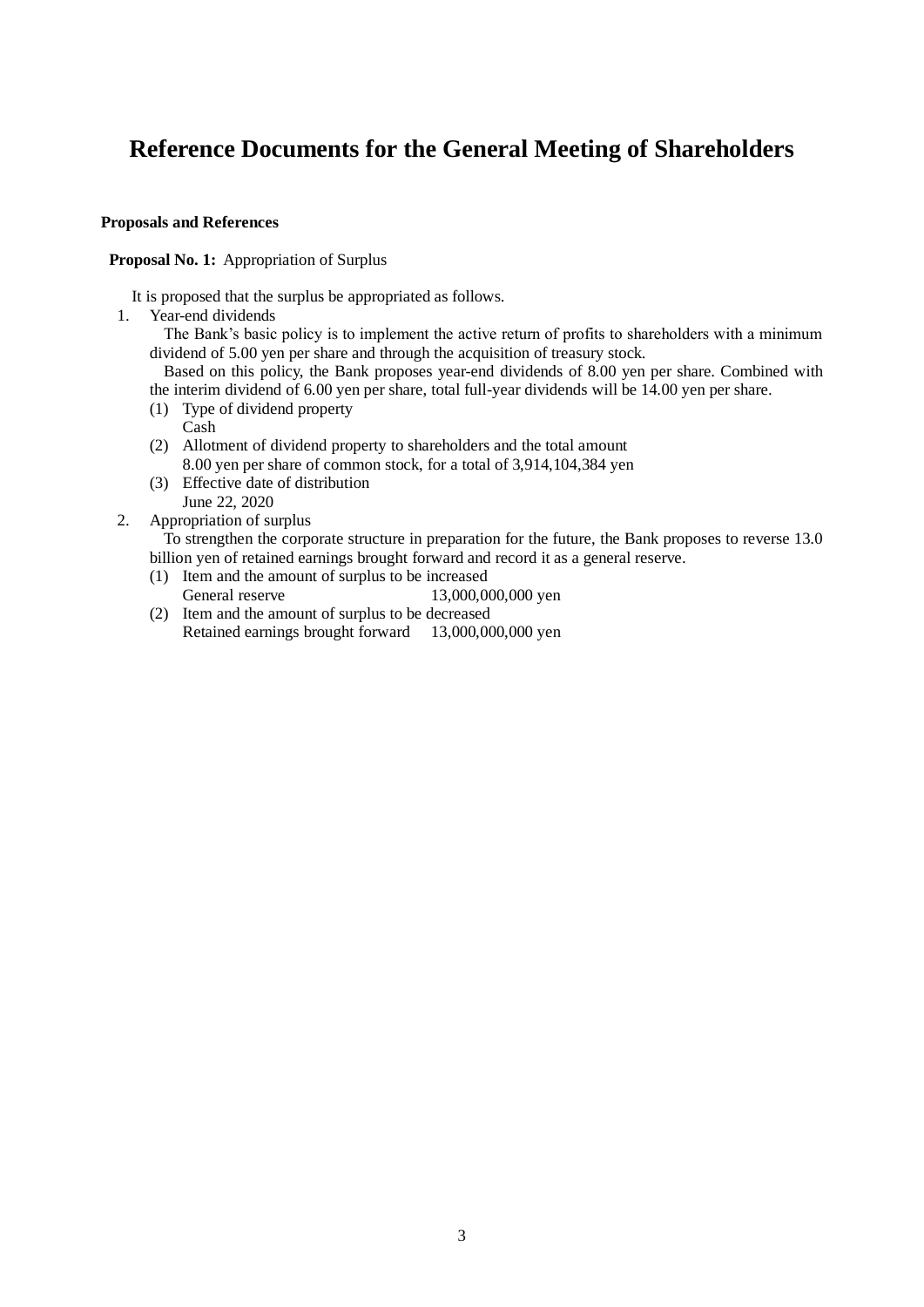# Reference Documents for the General Meeting of Shareholders

**Proposals and References**

**Proposal No. 1:** Appropriation of Surplus

It is proposed that the surplus be appropriated as follows.

1. Year-end dividends

   The Bank's basic policy is to implement the active return of profits to shareholders with a minimum dividend of 5.00 yen per share and through the acquisition of treasury stock.

   Based on this policy, the Bank proposes year-end dividends of 8.00 yen per share. Combined with the interim dividend of 6.00 yen per share, total full-year dividends will be 14.00 yen per share.

   (1) Type of dividend property
       Cash
   (2) Allotment of dividend property to shareholders and the total amount
       8.00 yen per share of common stock, for a total of 3,914,104,384 yen
   (3) Effective date of distribution
       June 22, 2020

2. Appropriation of surplus

   To strengthen the corporate structure in preparation for the future, the Bank proposes to reverse 13.0 billion yen of retained earnings brought forward and record it as a general reserve.

   (1) Item and the amount of surplus to be increased
       General reserve 13,000,000,000 yen
   (2) Item and the amount of surplus to be decreased
       Retained earnings brought forward 13,000,000,000 yen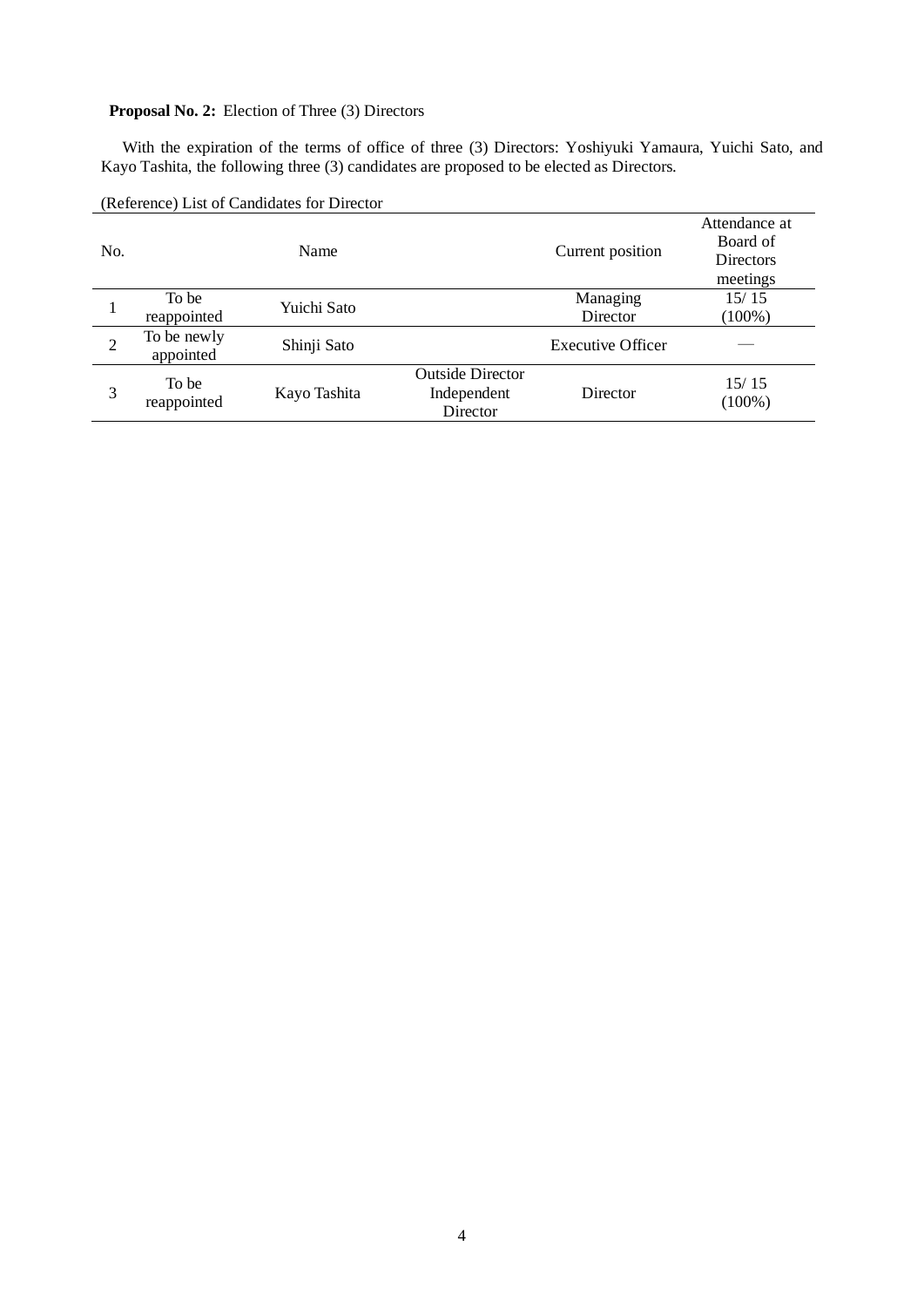**Proposal No. 2:** Election of Three (3) Directors

With the expiration of the terms of office of three (3) Directors: Yoshiyuki Yamaura, Yuichi Sato, and Kayo Tashita, the following three (3) candidates are proposed to be elected as Directors.

(Reference) List of Candidates for Director

| No. | | Name | | Current position | Attendance at Board of Directors meetings |
|---|---|---|---|---|---|
| 1 | To be reappointed | Yuichi Sato | | Managing Director | 15/ 15 (100%) |
| 2 | To be newly appointed | Shinji Sato | | Executive Officer | — |
| 3 | To be reappointed | Kayo Tashita | Outside Director Independent Director | Director | 15/ 15 (100%) |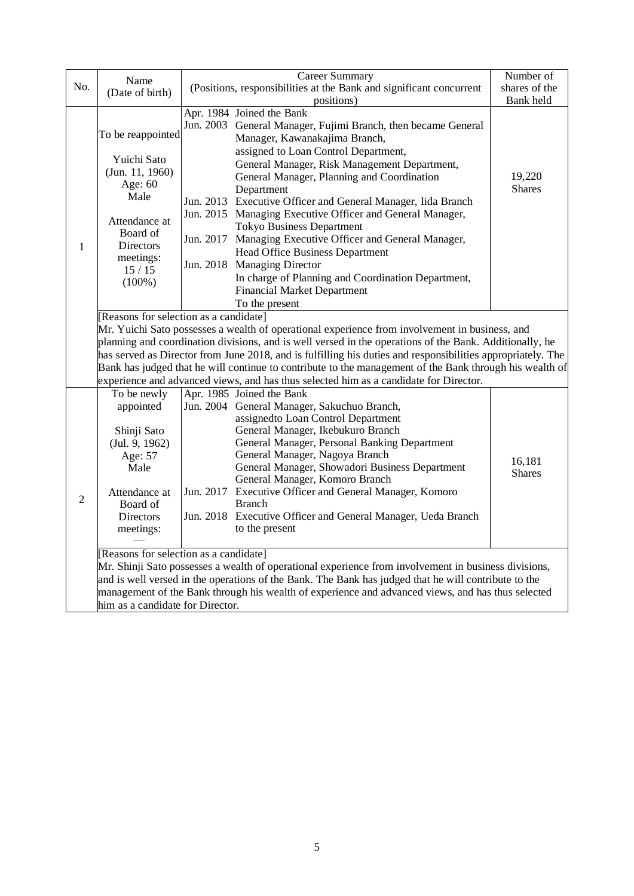| No. | Name (Date of birth) | Career Summary (Positions, responsibilities at the Bank and significant concurrent positions) | | Number of shares of the Bank held |
|---|---|---|---|---|
| 1 | To be reappointed<br><br>Yuichi Sato<br>(Jun. 11, 1960)<br>Age: 60<br>Male<br><br>Attendance at Board of Directors meetings:<br>15 / 15<br>(100%) | Apr. 1984<br>Jun. 2003<br><br><br><br><br><br>Jun. 2013<br>Jun. 2015<br><br>Jun. 2017<br><br>Jun. 2018 | Joined the Bank<br>General Manager, Fujimi Branch, then became General Manager, Kawanakajima Branch, assigned to Loan Control Department, General Manager, Risk Management Department, General Manager, Planning and Coordination Department<br>Executive Officer and General Manager, Iida Branch<br>Managing Executive Officer and General Manager, Tokyo Business Department<br>Managing Executive Officer and General Manager, Head Office Business Department<br>Managing Director<br>In charge of Planning and Coordination Department, Financial Market Department<br>To the present | 19,220 Shares |
| | [Reasons for selection as a candidate]<br>Mr. Yuichi Sato possesses a wealth of operational experience from involvement in business, and planning and coordination divisions, and is well versed in the operations of the Bank. Additionally, he has served as Director from June 2018, and is fulfilling his duties and responsibilities appropriately. The Bank has judged that he will continue to contribute to the management of the Bank through his wealth of experience and advanced views, and has thus selected him as a candidate for Director. | | | |
| 2 | To be newly appointed<br><br>Shinji Sato<br>(Jul. 9, 1962)<br>Age: 57<br>Male<br><br>Attendance at Board of Directors meetings:<br>— | Apr. 1985<br>Jun. 2004<br><br><br><br><br><br><br>Jun. 2017<br><br>Jun. 2018 | Joined the Bank<br>General Manager, Sakuchuo Branch, assignedto Loan Control Department<br>General Manager, Ikebukuro Branch<br>General Manager, Personal Banking Department<br>General Manager, Nagoya Branch<br>General Manager, Showadori Business Department<br>General Manager, Komoro Branch<br>Executive Officer and General Manager, Komoro Branch<br>Executive Officer and General Manager, Ueda Branch to the present | 16,181 Shares |
| | [Reasons for selection as a candidate]<br>Mr. Shinji Sato possesses a wealth of operational experience from involvement in business divisions, and is well versed in the operations of the Bank. The Bank has judged that he will contribute to the management of the Bank through his wealth of experience and advanced views, and has thus selected him as a candidate for Director. | | | |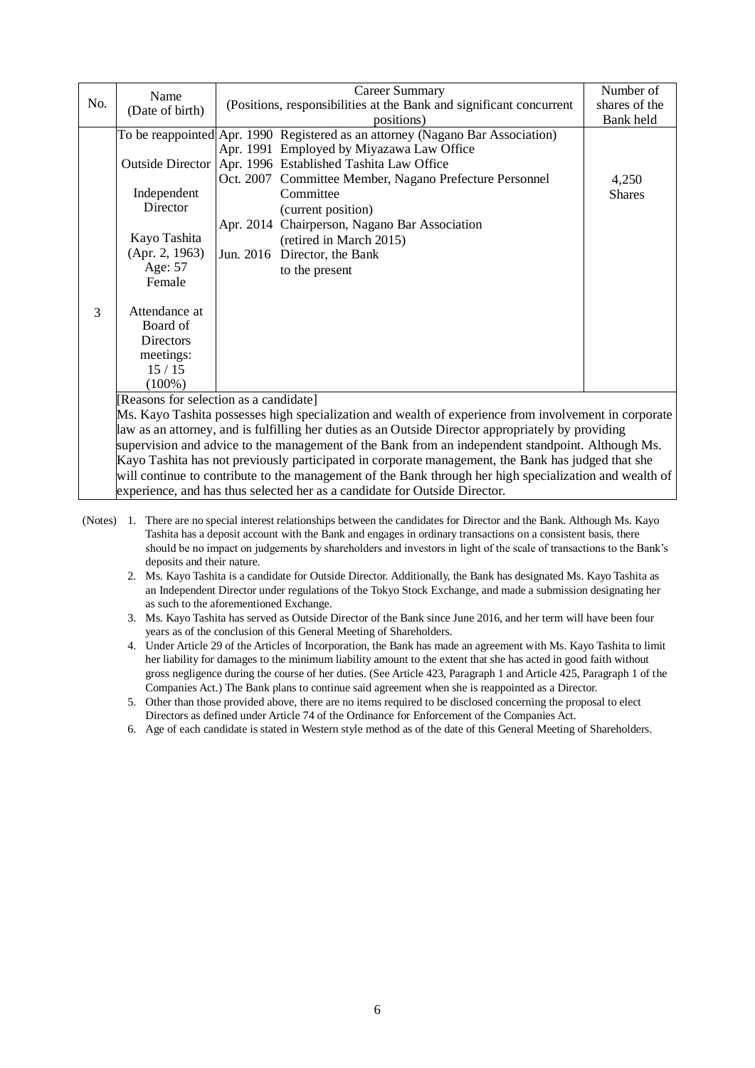| No. | Name (Date of birth) | Career Summary (Positions, responsibilities at the Bank and significant concurrent positions) | Number of shares of the Bank held |
|---|---|---|---|
| 3 | To be reappointed<br><br>Outside Director<br><br>Independent Director<br><br>Kayo Tashita<br>(Apr. 2, 1963)<br>Age: 57<br>Female<br><br>Attendance at Board of Directors meetings:<br>15 / 15<br>(100%) | Apr. 1990 Registered as an attorney (Nagano Bar Association)<br>Apr. 1991 Employed by Miyazawa Law Office<br>Apr. 1996 Established Tashita Law Office<br>Oct. 2007 Committee Member, Nagano Prefecture Personnel Committee (current position)<br>Apr. 2014 Chairperson, Nagano Bar Association (retired in March 2015)<br>Jun. 2016 Director, the Bank to the present | 4,250 Shares |
| | [Reasons for selection as a candidate]<br>Ms. Kayo Tashita possesses high specialization and wealth of experience from involvement in corporate law as an attorney, and is fulfilling her duties as an Outside Director appropriately by providing supervision and advice to the management of the Bank from an independent standpoint. Although Ms. Kayo Tashita has not previously participated in corporate management, the Bank has judged that she will continue to contribute to the management of the Bank through her high specialization and wealth of experience, and has thus selected her as a candidate for Outside Director. | | |

(Notes)
1. There are no special interest relationships between the candidates for Director and the Bank. Although Ms. Kayo Tashita has a deposit account with the Bank and engages in ordinary transactions on a consistent basis, there should be no impact on judgements by shareholders and investors in light of the scale of transactions to the Bank's deposits and their nature.
2. Ms. Kayo Tashita is a candidate for Outside Director. Additionally, the Bank has designated Ms. Kayo Tashita as an Independent Director under regulations of the Tokyo Stock Exchange, and made a submission designating her as such to the aforementioned Exchange.
3. Ms. Kayo Tashita has served as Outside Director of the Bank since June 2016, and her term will have been four years as of the conclusion of this General Meeting of Shareholders.
4. Under Article 29 of the Articles of Incorporation, the Bank has made an agreement with Ms. Kayo Tashita to limit her liability for damages to the minimum liability amount to the extent that she has acted in good faith without gross negligence during the course of her duties. (See Article 423, Paragraph 1 and Article 425, Paragraph 1 of the Companies Act.) The Bank plans to continue said agreement when she is reappointed as a Director.
5. Other than those provided above, there are no items required to be disclosed concerning the proposal to elect Directors as defined under Article 74 of the Ordinance for Enforcement of the Companies Act.
6. Age of each candidate is stated in Western style method as of the date of this General Meeting of Shareholders.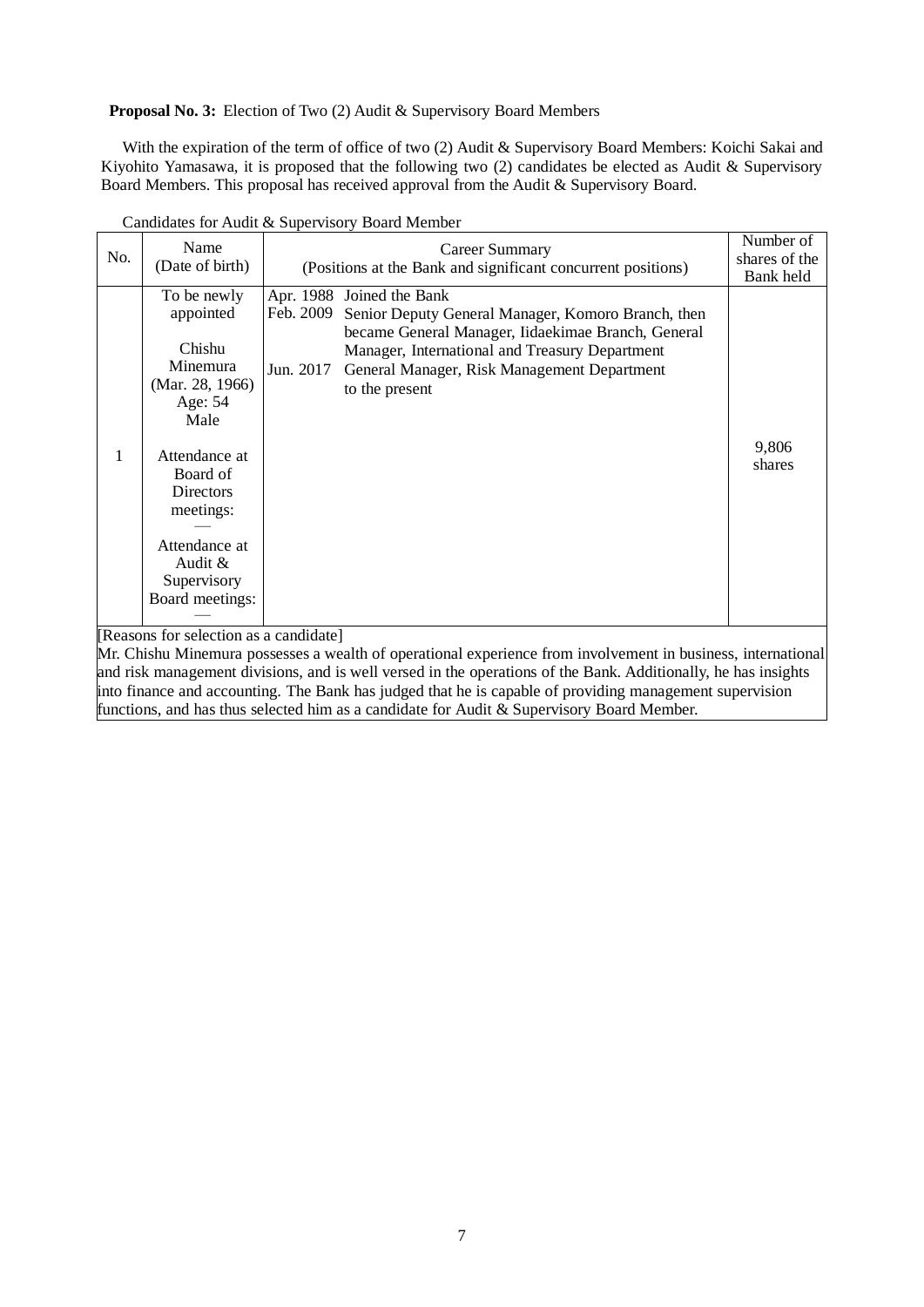**Proposal No. 3:** Election of Two (2) Audit & Supervisory Board Members

With the expiration of the term of office of two (2) Audit & Supervisory Board Members: Koichi Sakai and Kiyohito Yamasawa, it is proposed that the following two (2) candidates be elected as Audit & Supervisory Board Members. This proposal has received approval from the Audit & Supervisory Board.

Candidates for Audit & Supervisory Board Member

| No. | Name (Date of birth) | Career Summary (Positions at the Bank and significant concurrent positions) | Number of shares of the Bank held |
|---|---|---|---|
| 1 | To be newly appointed<br><br>Chishu Minemura<br>(Mar. 28, 1966)<br>Age: 54<br>Male<br><br>Attendance at Board of Directors meetings:<br>—<br>Attendance at Audit & Supervisory Board meetings:<br>— | Apr. 1988 Joined the Bank<br>Feb. 2009 Senior Deputy General Manager, Komoro Branch, then became General Manager, Iidaekimae Branch, General Manager, International and Treasury Department<br>Jun. 2017 General Manager, Risk Management Department to the present | 9,806 shares |

[Reasons for selection as a candidate]
Mr. Chishu Minemura possesses a wealth of operational experience from involvement in business, international and risk management divisions, and is well versed in the operations of the Bank. Additionally, he has insights into finance and accounting. The Bank has judged that he is capable of providing management supervision functions, and has thus selected him as a candidate for Audit & Supervisory Board Member.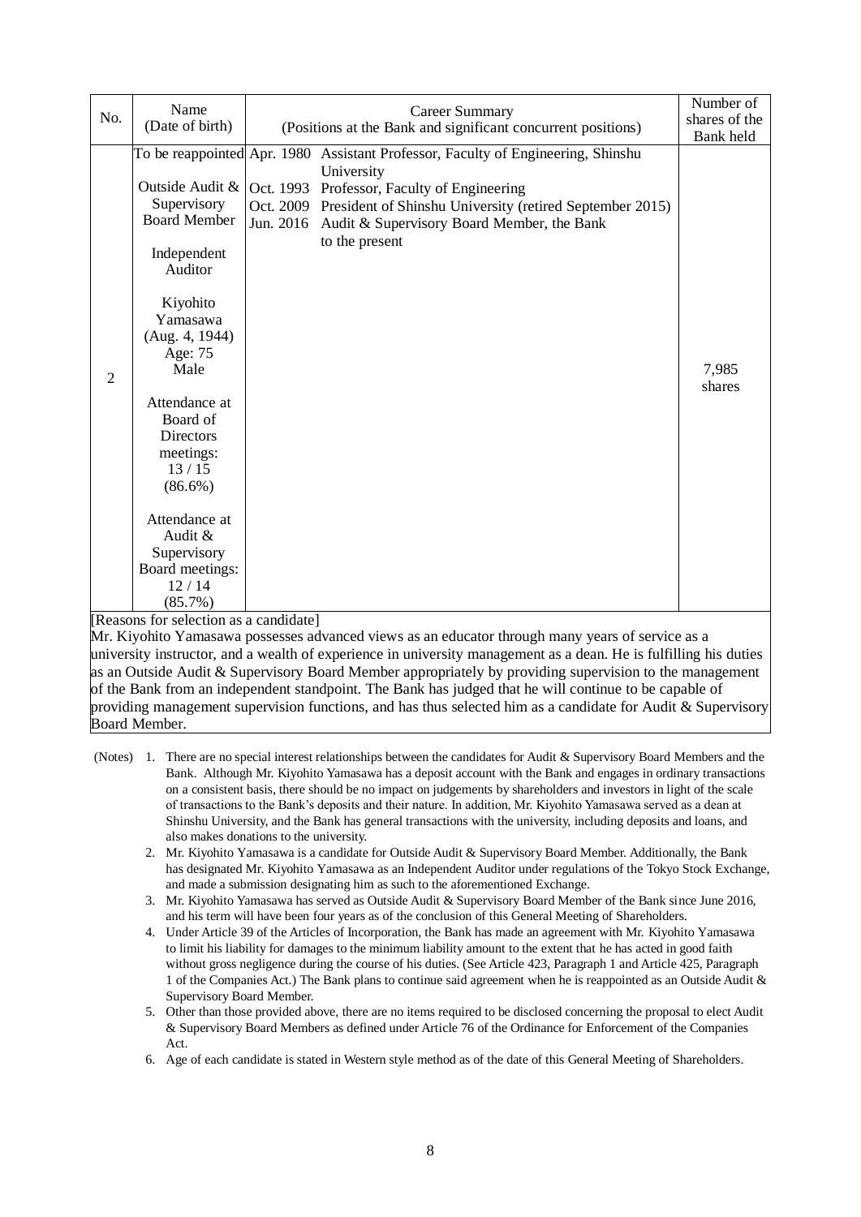| No. | Name (Date of birth) | Career Summary (Positions at the Bank and significant concurrent positions) | | Number of shares of the Bank held |
|---|---|---|---|---|
| 2 | To be reappointed<br><br>Outside Audit & Supervisory Board Member<br><br>Independent Auditor<br><br>Kiyohito Yamasawa<br>(Aug. 4, 1944)<br>Age: 75<br>Male<br><br>Attendance at Board of Directors meetings:<br>13 / 15<br>(86.6%)<br><br>Attendance at Audit & Supervisory Board meetings:<br>12 / 14<br>(85.7%) | Apr. 1980<br>Oct. 1993<br>Oct. 2009<br>Jun. 2016 | Assistant Professor, Faculty of Engineering, Shinshu University<br>Professor, Faculty of Engineering<br>President of Shinshu University (retired September 2015)<br>Audit & Supervisory Board Member, the Bank to the present | 7,985 shares |

[Reasons for selection as a candidate]

Mr. Kiyohito Yamasawa possesses advanced views as an educator through many years of service as a university instructor, and a wealth of experience in university management as a dean. He is fulfilling his duties as an Outside Audit & Supervisory Board Member appropriately by providing supervision to the management of the Bank from an independent standpoint. The Bank has judged that he will continue to be capable of providing management supervision functions, and has thus selected him as a candidate for Audit & Supervisory Board Member.

(Notes)

1. There are no special interest relationships between the candidates for Audit & Supervisory Board Members and the Bank. Although Mr. Kiyohito Yamasawa has a deposit account with the Bank and engages in ordinary transactions on a consistent basis, there should be no impact on judgements by shareholders and investors in light of the scale of transactions to the Bank's deposits and their nature. In addition, Mr. Kiyohito Yamasawa served as a dean at Shinshu University, and the Bank has general transactions with the university, including deposits and loans, and also makes donations to the university.
2. Mr. Kiyohito Yamasawa is a candidate for Outside Audit & Supervisory Board Member. Additionally, the Bank has designated Mr. Kiyohito Yamasawa as an Independent Auditor under regulations of the Tokyo Stock Exchange, and made a submission designating him as such to the aforementioned Exchange.
3. Mr. Kiyohito Yamasawa has served as Outside Audit & Supervisory Board Member of the Bank since June 2016, and his term will have been four years as of the conclusion of this General Meeting of Shareholders.
4. Under Article 39 of the Articles of Incorporation, the Bank has made an agreement with Mr. Kiyohito Yamasawa to limit his liability for damages to the minimum liability amount to the extent that he has acted in good faith without gross negligence during the course of his duties. (See Article 423, Paragraph 1 and Article 425, Paragraph 1 of the Companies Act.) The Bank plans to continue said agreement when he is reappointed as an Outside Audit & Supervisory Board Member.
5. Other than those provided above, there are no items required to be disclosed concerning the proposal to elect Audit & Supervisory Board Members as defined under Article 76 of the Ordinance for Enforcement of the Companies Act.
6. Age of each candidate is stated in Western style method as of the date of this General Meeting of Shareholders.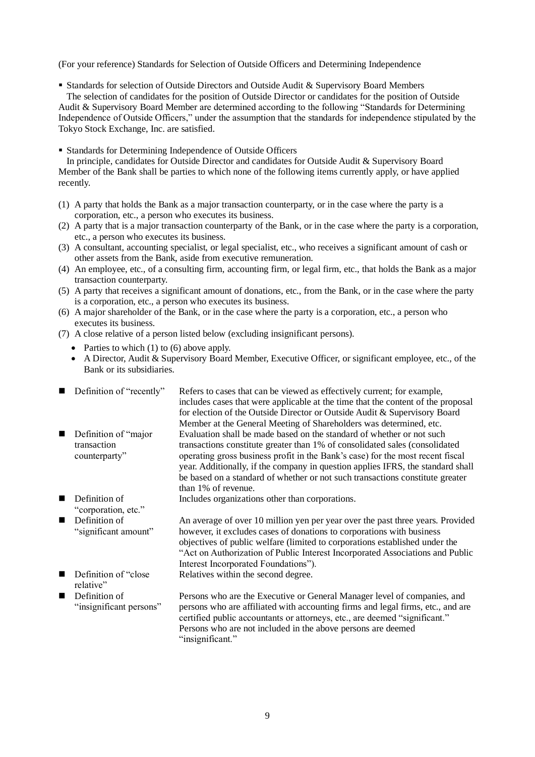(For your reference) Standards for Selection of Outside Officers and Determining Independence

- Standards for selection of Outside Directors and Outside Audit & Supervisory Board Members

The selection of candidates for the position of Outside Director or candidates for the position of Outside Audit & Supervisory Board Member are determined according to the following "Standards for Determining Independence of Outside Officers," under the assumption that the standards for independence stipulated by the Tokyo Stock Exchange, Inc. are satisfied.

- Standards for Determining Independence of Outside Officers

In principle, candidates for Outside Director and candidates for Outside Audit & Supervisory Board Member of the Bank shall be parties to which none of the following items currently apply, or have applied recently.

(1) A party that holds the Bank as a major transaction counterparty, or in the case where the party is a corporation, etc., a person who executes its business.
(2) A party that is a major transaction counterparty of the Bank, or in the case where the party is a corporation, etc., a person who executes its business.
(3) A consultant, accounting specialist, or legal specialist, etc., who receives a significant amount of cash or other assets from the Bank, aside from executive remuneration.
(4) An employee, etc., of a consulting firm, accounting firm, or legal firm, etc., that holds the Bank as a major transaction counterparty.
(5) A party that receives a significant amount of donations, etc., from the Bank, or in the case where the party is a corporation, etc., a person who executes its business.
(6) A major shareholder of the Bank, or in the case where the party is a corporation, etc., a person who executes its business.
(7) A close relative of a person listed below (excluding insignificant persons).
    - Parties to which (1) to (6) above apply.
    - A Director, Audit & Supervisory Board Member, Executive Officer, or significant employee, etc., of the Bank or its subsidiaries.

| | |
|---|---|
| ■ Definition of "recently" | Refers to cases that can be viewed as effectively current; for example, includes cases that were applicable at the time that the content of the proposal for election of the Outside Director or Outside Audit & Supervisory Board Member at the General Meeting of Shareholders was determined, etc. |
| ■ Definition of "major transaction counterparty" | Evaluation shall be made based on the standard of whether or not such transactions constitute greater than 1% of consolidated sales (consolidated operating gross business profit in the Bank's case) for the most recent fiscal year. Additionally, if the company in question applies IFRS, the standard shall be based on a standard of whether or not such transactions constitute greater than 1% of revenue. |
| ■ Definition of "corporation, etc." | Includes organizations other than corporations. |
| ■ Definition of "significant amount" | An average of over 10 million yen per year over the past three years. Provided however, it excludes cases of donations to corporations with business objectives of public welfare (limited to corporations established under the "Act on Authorization of Public Interest Incorporated Associations and Public Interest Incorporated Foundations"). |
| ■ Definition of "close relative" | Relatives within the second degree. |
| ■ Definition of "insignificant persons" | Persons who are the Executive or General Manager level of companies, and persons who are affiliated with accounting firms and legal firms, etc., and are certified public accountants or attorneys, etc., are deemed "significant." Persons who are not included in the above persons are deemed "insignificant." |